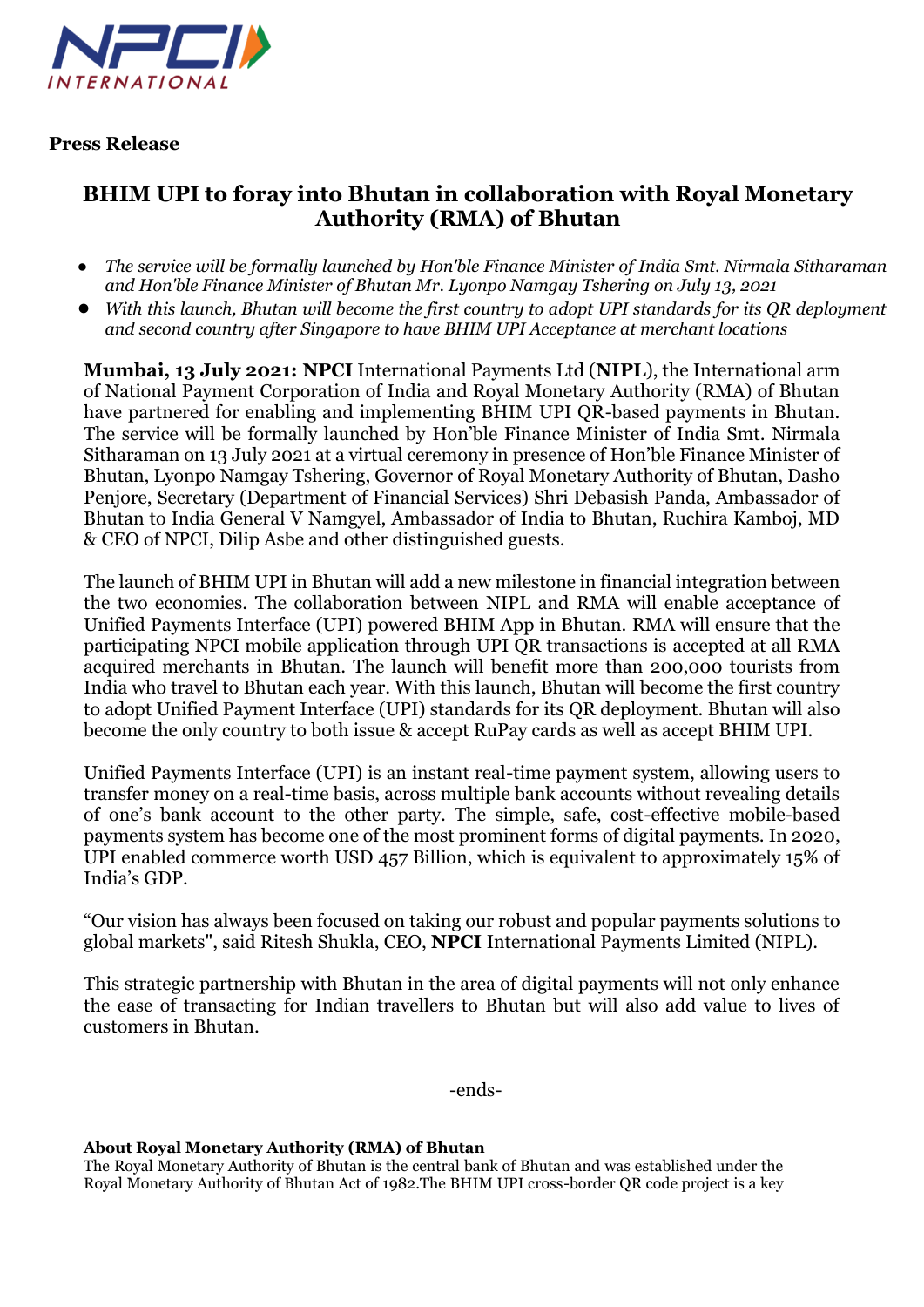**Press Release**

# BHIM UPI to foray into Bhutan in collaboration with Royal Monetary Authority (RMA) of Bhutan

- *The service will be formally launched by Hon'ble Finance Minister of India Smt. Nirmala Sitharaman and Hon'ble Finance Minister of Bhutan Mr. Lyonpo Namgay Tshering on July 13, 2021*
- *With this launch, Bhutan will become the first country to adopt UPI standards for its QR deployment and second country after Singapore to have BHIM UPI Acceptance at merchant locations*

**Mumbai, 13 July 2021: NPCI** International Payments Ltd (**NIPL**), the International arm of National Payment Corporation of India and Royal Monetary Authority (RMA) of Bhutan have partnered for enabling and implementing BHIM UPI QR-based payments in Bhutan. The service will be formally launched by Hon'ble Finance Minister of India Smt. Nirmala Sitharaman on 13 July 2021 at a virtual ceremony in presence of Hon'ble Finance Minister of Bhutan, Lyonpo Namgay Tshering, Governor of Royal Monetary Authority of Bhutan, Dasho Penjore, Secretary (Department of Financial Services) Shri Debasish Panda, Ambassador of Bhutan to India General V Namgyel, Ambassador of India to Bhutan, Ruchira Kamboj, MD & CEO of NPCI, Dilip Asbe and other distinguished guests.

The launch of BHIM UPI in Bhutan will add a new milestone in financial integration between the two economies. The collaboration between NIPL and RMA will enable acceptance of Unified Payments Interface (UPI) powered BHIM App in Bhutan. RMA will ensure that the participating NPCI mobile application through UPI QR transactions is accepted at all RMA acquired merchants in Bhutan. The launch will benefit more than 200,000 tourists from India who travel to Bhutan each year. With this launch, Bhutan will become the first country to adopt Unified Payment Interface (UPI) standards for its QR deployment. Bhutan will also become the only country to both issue & accept RuPay cards as well as accept BHIM UPI.

Unified Payments Interface (UPI) is an instant real-time payment system, allowing users to transfer money on a real-time basis, across multiple bank accounts without revealing details of one's bank account to the other party. The simple, safe, cost-effective mobile-based payments system has become one of the most prominent forms of digital payments. In 2020, UPI enabled commerce worth USD 457 Billion, which is equivalent to approximately 15% of India's GDP.

"Our vision has always been focused on taking our robust and popular payments solutions to global markets", said Ritesh Shukla, CEO, **NPCI** International Payments Limited (NIPL).

This strategic partnership with Bhutan in the area of digital payments will not only enhance the ease of transacting for Indian travellers to Bhutan but will also add value to lives of customers in Bhutan.

-ends-

**About Royal Monetary Authority (RMA) of Bhutan**

The Royal Monetary Authority of Bhutan is the central bank of Bhutan and was established under the Royal Monetary Authority of Bhutan Act of 1982.The BHIM UPI cross-border QR code project is a key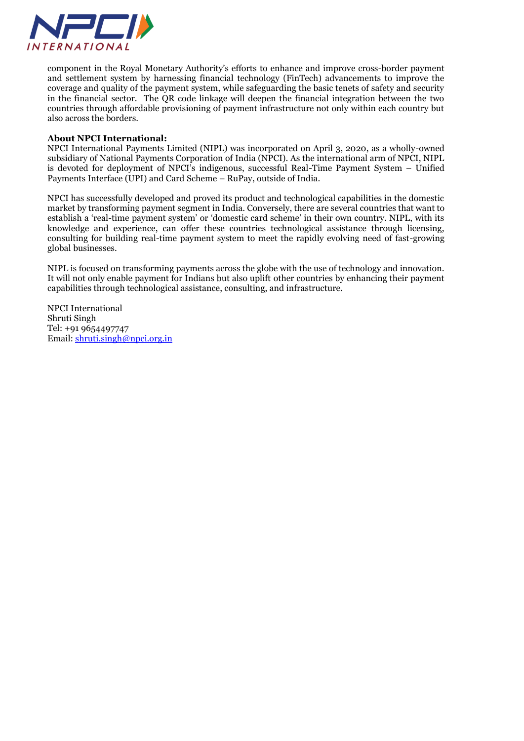component in the Royal Monetary Authority's efforts to enhance and improve cross-border payment and settlement system by harnessing financial technology (FinTech) advancements to improve the coverage and quality of the payment system, while safeguarding the basic tenets of safety and security in the financial sector. The QR code linkage will deepen the financial integration between the two countries through affordable provisioning of payment infrastructure not only within each country but also across the borders.

**About NPCI International:**
NPCI International Payments Limited (NIPL) was incorporated on April 3, 2020, as a wholly-owned subsidiary of National Payments Corporation of India (NPCI). As the international arm of NPCI, NIPL is devoted for deployment of NPCI's indigenous, successful Real-Time Payment System – Unified Payments Interface (UPI) and Card Scheme – RuPay, outside of India.

NPCI has successfully developed and proved its product and technological capabilities in the domestic market by transforming payment segment in India. Conversely, there are several countries that want to establish a 'real-time payment system' or 'domestic card scheme' in their own country. NIPL, with its knowledge and experience, can offer these countries technological assistance through licensing, consulting for building real-time payment system to meet the rapidly evolving need of fast-growing global businesses.

NIPL is focused on transforming payments across the globe with the use of technology and innovation. It will not only enable payment for Indians but also uplift other countries by enhancing their payment capabilities through technological assistance, consulting, and infrastructure.

NPCI International
Shruti Singh
Tel: +91 9654497747
Email: shruti.singh@npci.org.in